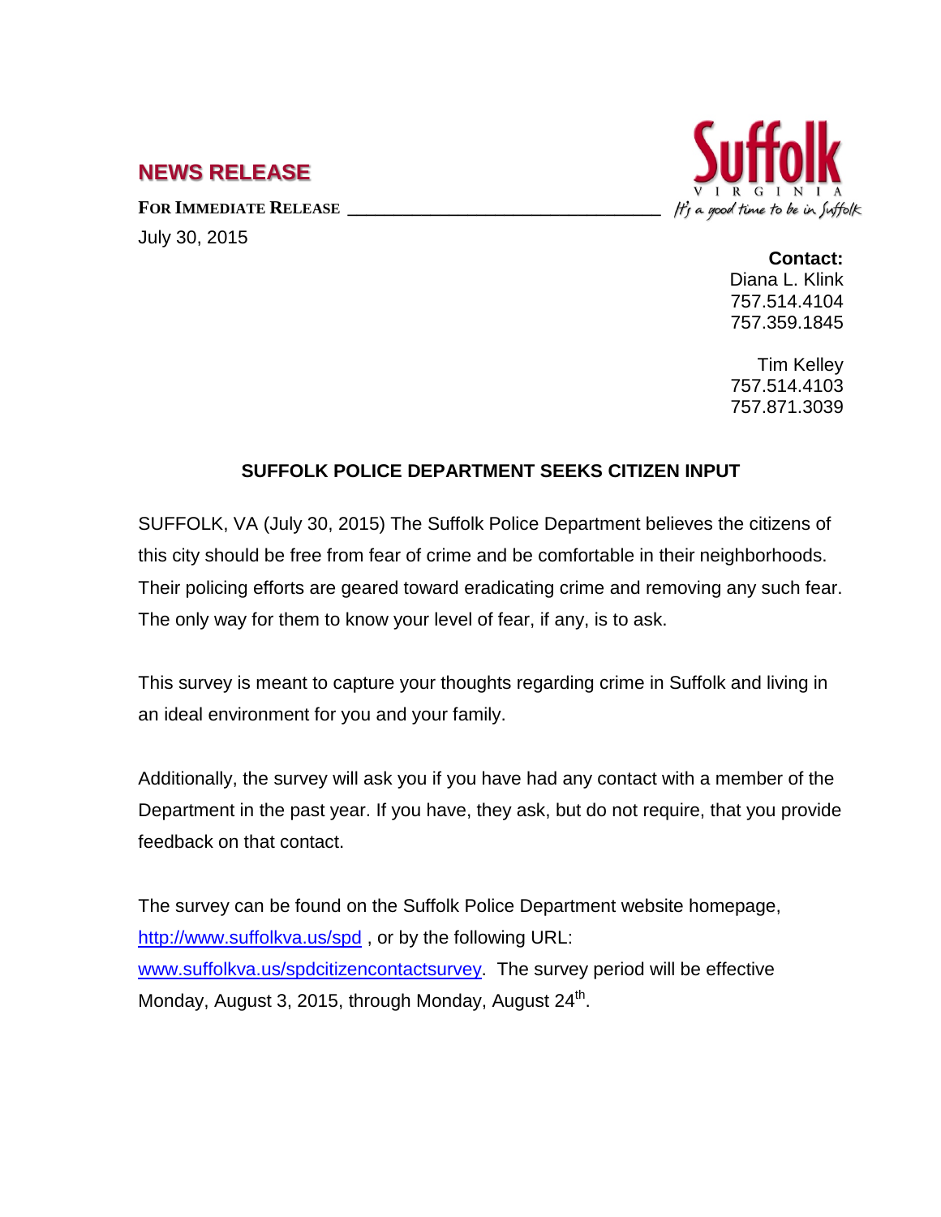## NEWS RELEASE

**FOR IMMEDIATE RELEASE**

July 30, 2015

Suffolk
VIRGINIA
It's a good time to be in Suffolk

**Contact:**
Diana L. Klink
757.514.4104
757.359.1845

Tim Kelley
757.514.4103
757.871.3039

### SUFFOLK POLICE DEPARTMENT SEEKS CITIZEN INPUT

SUFFOLK, VA (July 30, 2015) The Suffolk Police Department believes the citizens of this city should be free from fear of crime and be comfortable in their neighborhoods. Their policing efforts are geared toward eradicating crime and removing any such fear. The only way for them to know your level of fear, if any, is to ask.

This survey is meant to capture your thoughts regarding crime in Suffolk and living in an ideal environment for you and your family.

Additionally, the survey will ask you if you have had any contact with a member of the Department in the past year. If you have, they ask, but do not require, that you provide feedback on that contact.

The survey can be found on the Suffolk Police Department website homepage, http://www.suffolkva.us/spd , or by the following URL: www.suffolkva.us/spdcitizencontactsurvey. The survey period will be effective Monday, August 3, 2015, through Monday, August 24th.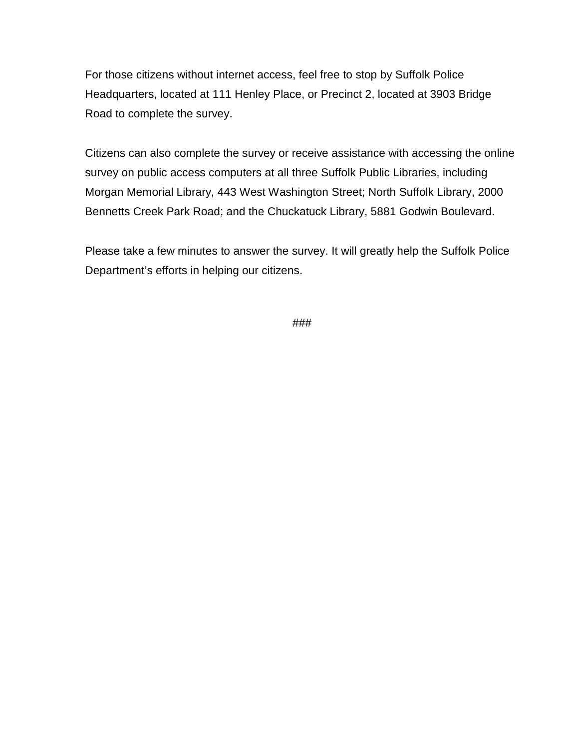For those citizens without internet access, feel free to stop by Suffolk Police Headquarters, located at 111 Henley Place, or Precinct 2, located at 3903 Bridge Road to complete the survey.

Citizens can also complete the survey or receive assistance with accessing the online survey on public access computers at all three Suffolk Public Libraries, including Morgan Memorial Library, 443 West Washington Street; North Suffolk Library, 2000 Bennetts Creek Park Road; and the Chuckatuck Library, 5881 Godwin Boulevard.

Please take a few minutes to answer the survey. It will greatly help the Suffolk Police Department's efforts in helping our citizens.

###